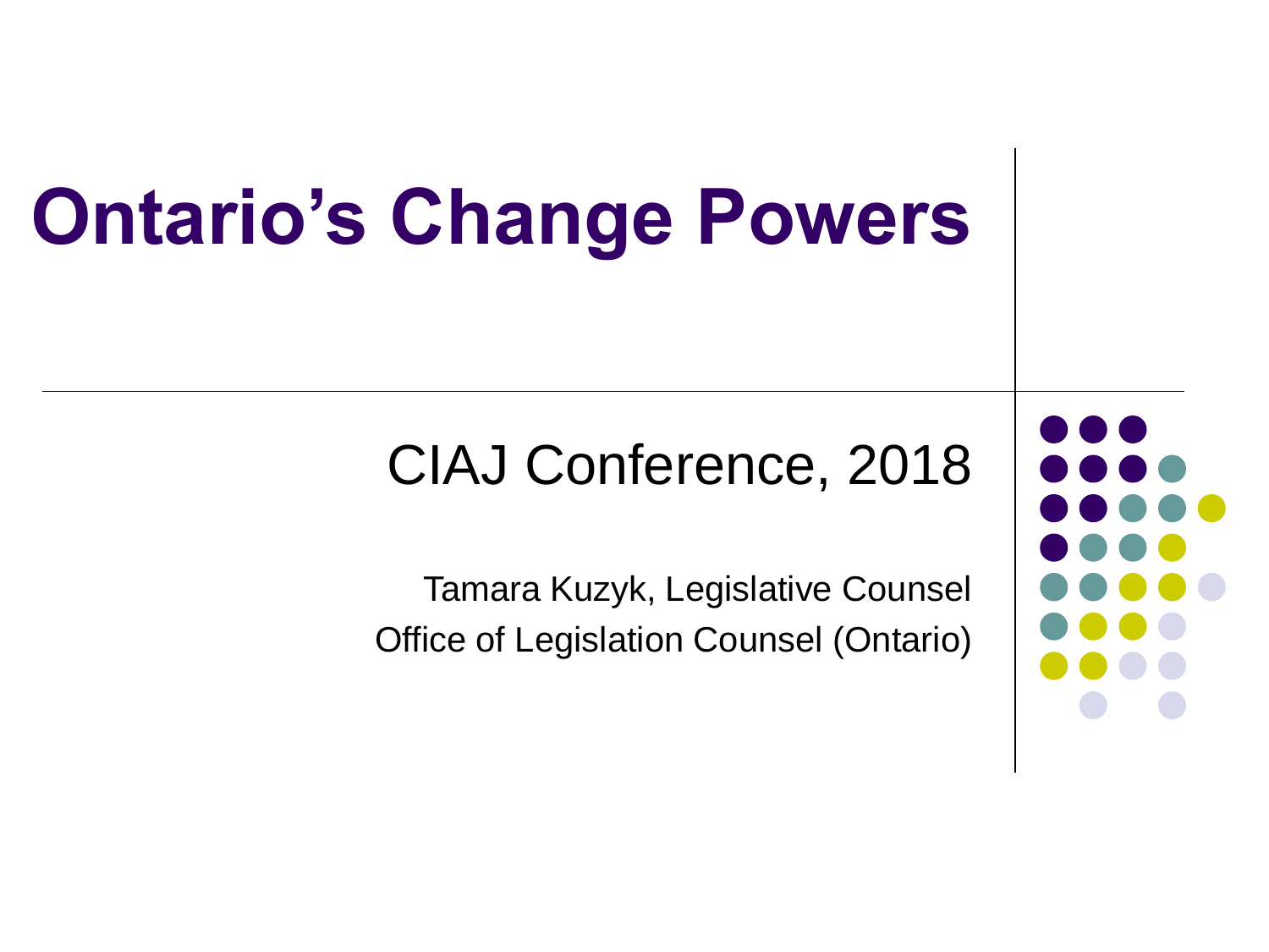# Ontario's Change Powers

## CIAJ Conference, 2018

Tamara Kuzyk, Legislative Counsel

Office of Legislation Counsel (Ontario)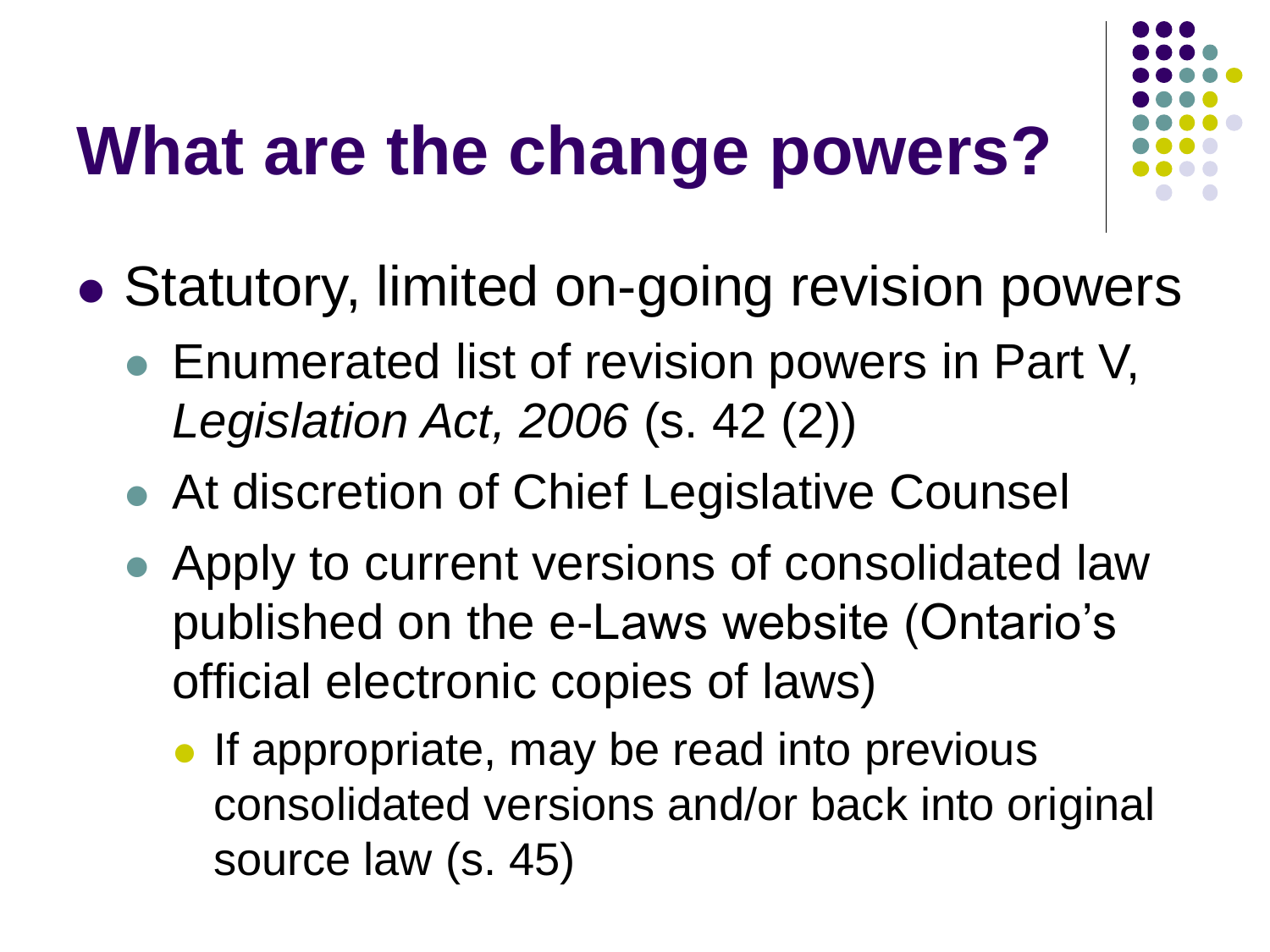# What are the change powers?

- Statutory, limited on-going revision powers
  - Enumerated list of revision powers in Part V, *Legislation Act, 2006* (s. 42 (2))
  - At discretion of Chief Legislative Counsel
  - Apply to current versions of consolidated law published on the e-Laws website (Ontario's official electronic copies of laws)
    - If appropriate, may be read into previous consolidated versions and/or back into original source law (s. 45)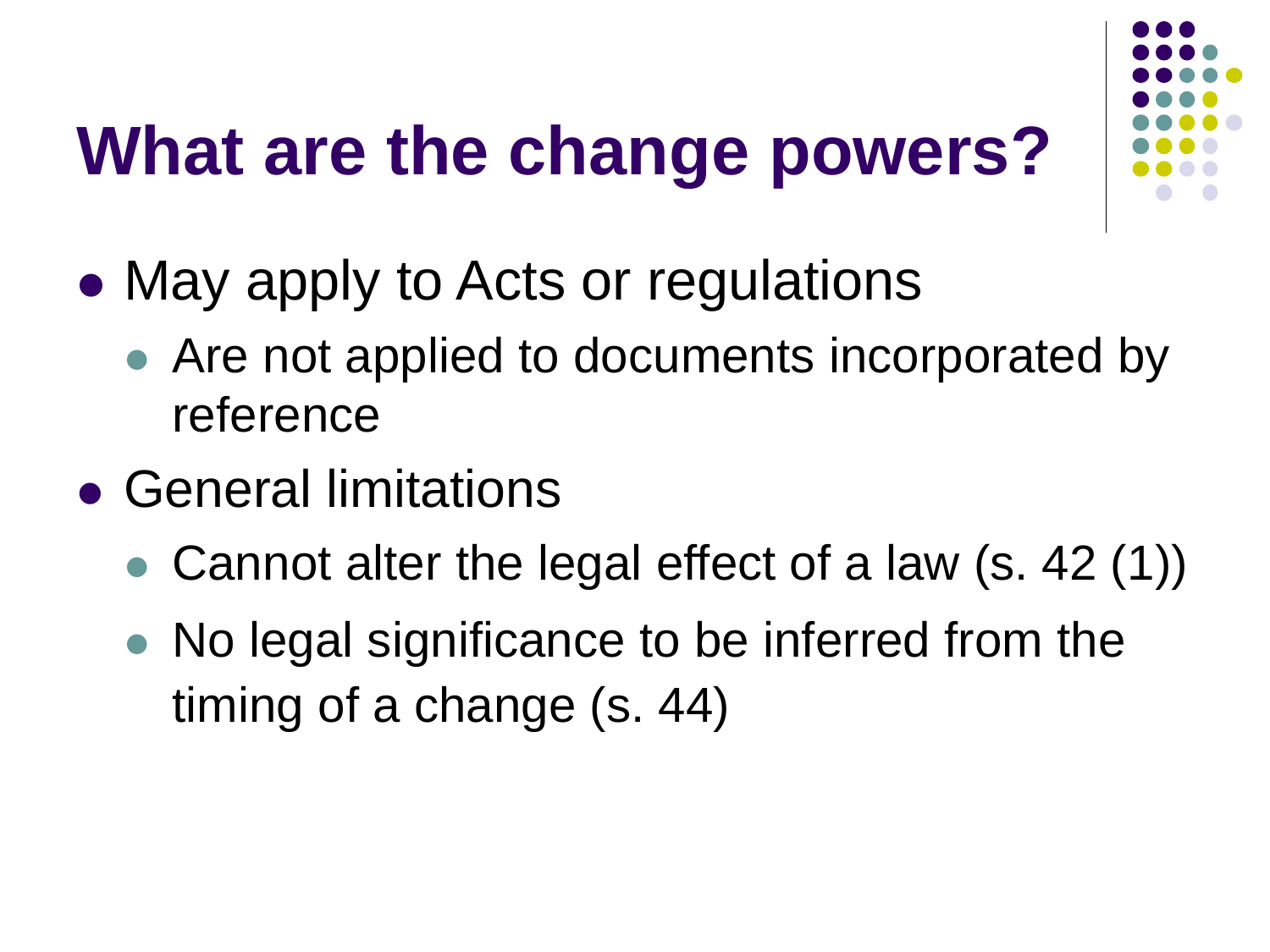# What are the change powers?

- May apply to Acts or regulations
  - Are not applied to documents incorporated by reference
- General limitations
  - Cannot alter the legal effect of a law (s. 42 (1))
  - No legal significance to be inferred from the timing of a change (s. 44)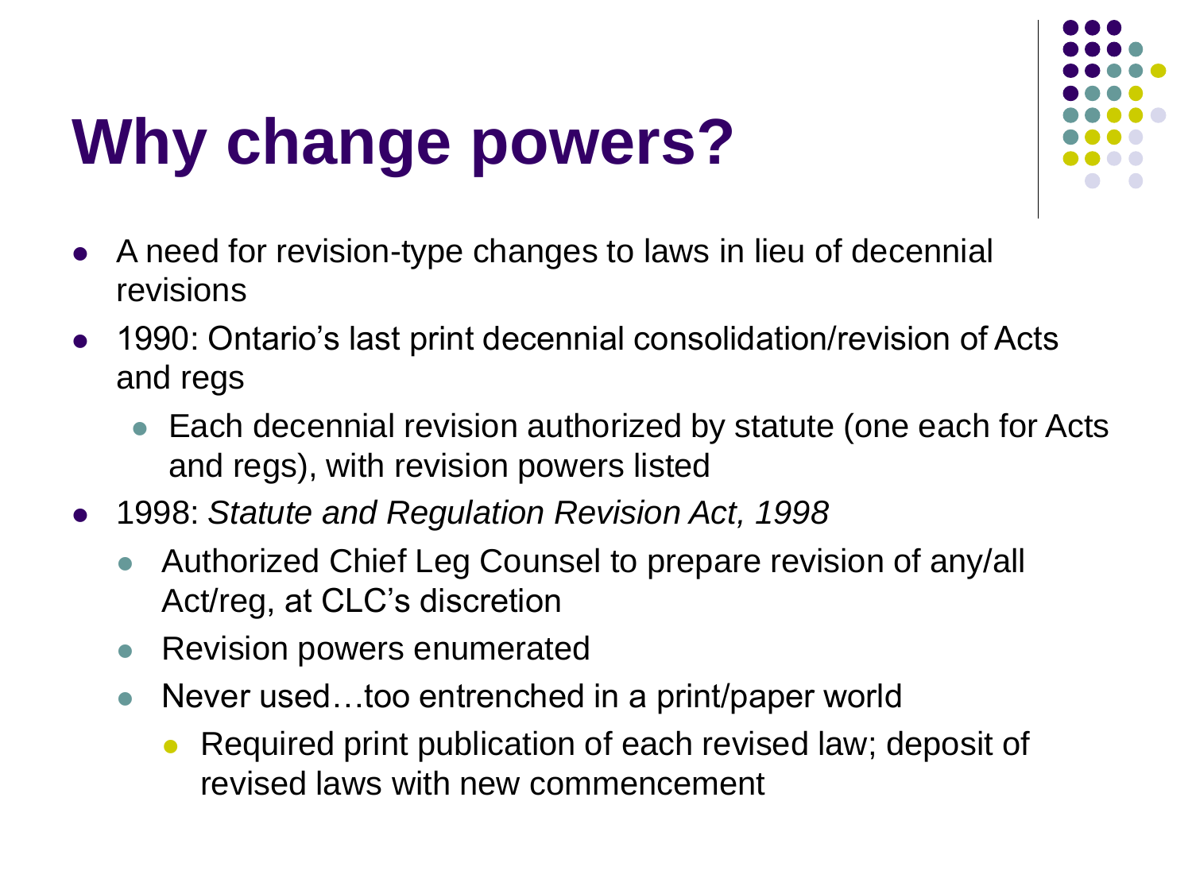# Why change powers?

- A need for revision-type changes to laws in lieu of decennial revisions
- 1990: Ontario's last print decennial consolidation/revision of Acts and regs
  - Each decennial revision authorized by statute (one each for Acts and regs), with revision powers listed
- 1998: *Statute and Regulation Revision Act, 1998*
  - Authorized Chief Leg Counsel to prepare revision of any/all Act/reg, at CLC's discretion
  - Revision powers enumerated
  - Never used…too entrenched in a print/paper world
    - Required print publication of each revised law; deposit of revised laws with new commencement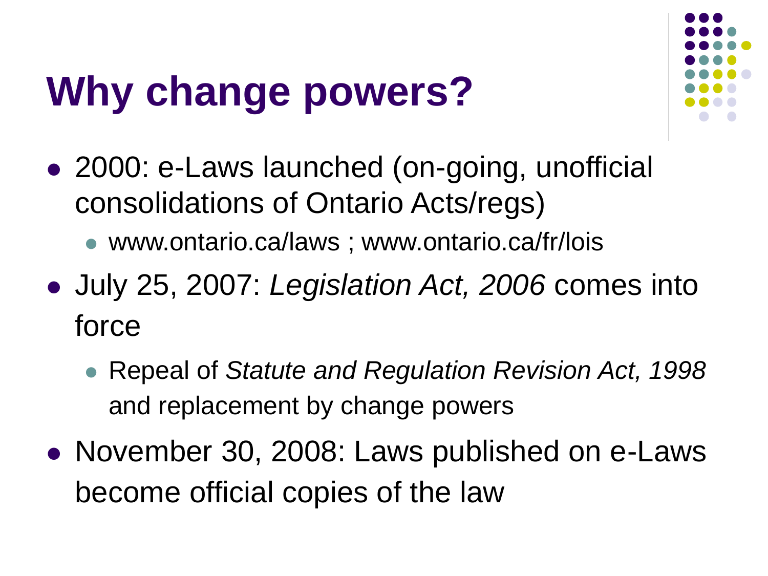# Why change powers?

- 2000: e-Laws launched (on-going, unofficial consolidations of Ontario Acts/regs)
  - www.ontario.ca/laws ; www.ontario.ca/fr/lois
- July 25, 2007: *Legislation Act, 2006* comes into force
  - Repeal of *Statute and Regulation Revision Act, 1998* and replacement by change powers
- November 30, 2008: Laws published on e-Laws become official copies of the law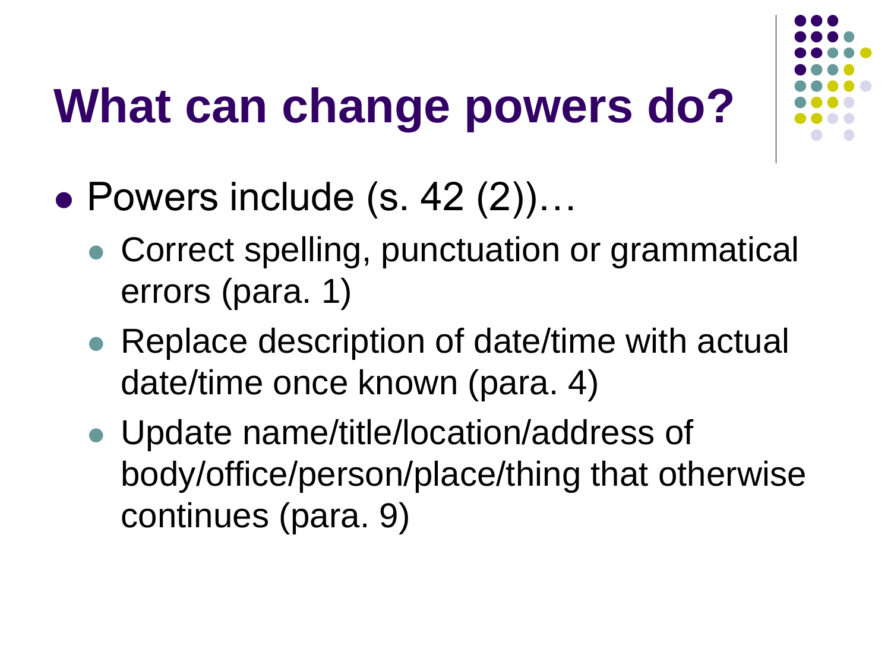# What can change powers do?

- Powers include (s. 42 (2))…
  - Correct spelling, punctuation or grammatical errors (para. 1)
  - Replace description of date/time with actual date/time once known (para. 4)
  - Update name/title/location/address of body/office/person/place/thing that otherwise continues (para. 9)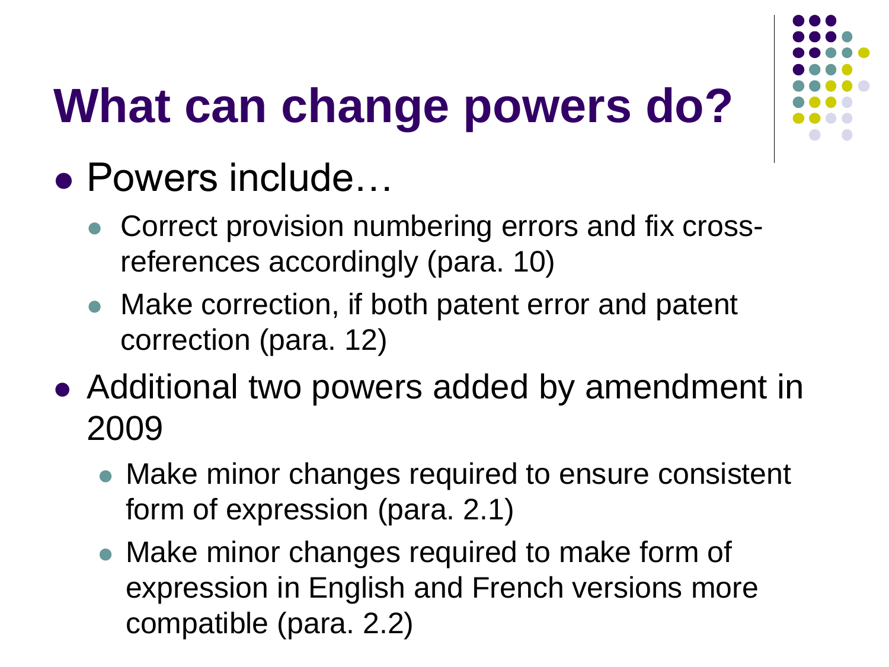# What can change powers do?

- Powers include…
  - Correct provision numbering errors and fix cross-references accordingly (para. 10)
  - Make correction, if both patent error and patent correction (para. 12)
- Additional two powers added by amendment in 2009
  - Make minor changes required to ensure consistent form of expression (para. 2.1)
  - Make minor changes required to make form of expression in English and French versions more compatible (para. 2.2)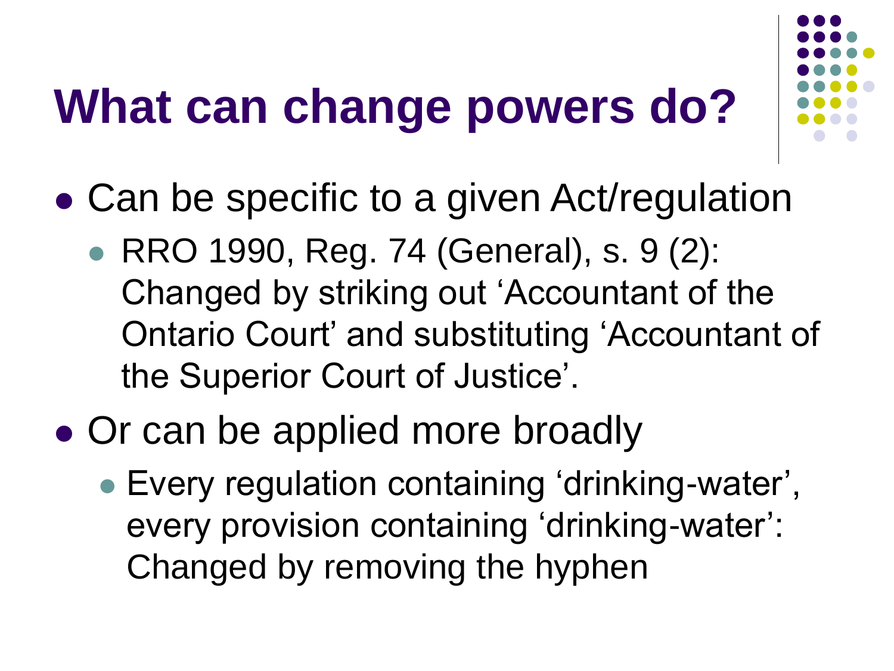# What can change powers do?

- Can be specific to a given Act/regulation
  - RRO 1990, Reg. 74 (General), s. 9 (2): Changed by striking out 'Accountant of the Ontario Court' and substituting 'Accountant of the Superior Court of Justice'.
- Or can be applied more broadly
  - Every regulation containing 'drinking-water', every provision containing 'drinking-water': Changed by removing the hyphen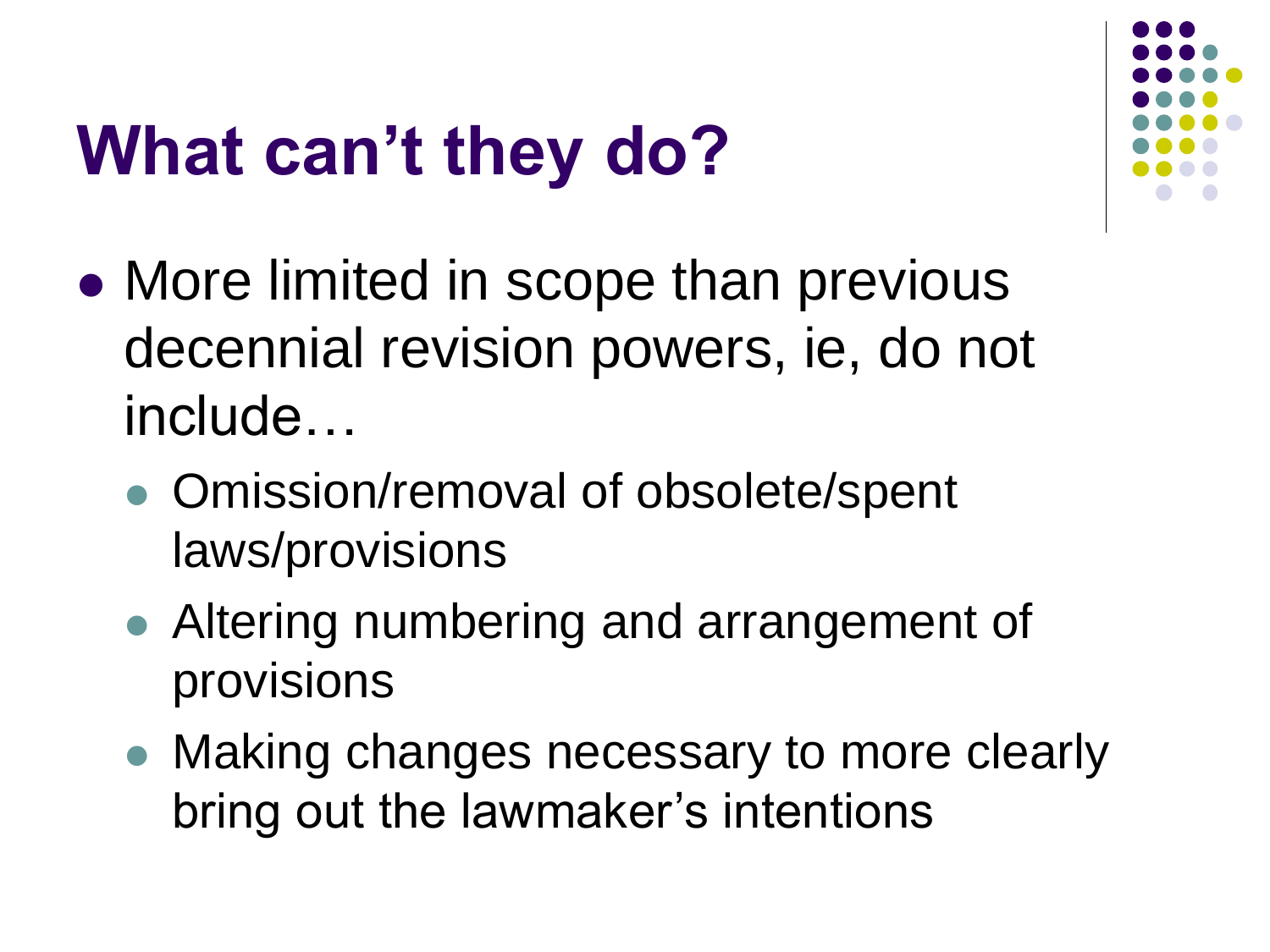# What can't they do?

- More limited in scope than previous decennial revision powers, ie, do not include…
  - Omission/removal of obsolete/spent laws/provisions
  - Altering numbering and arrangement of provisions
  - Making changes necessary to more clearly bring out the lawmaker's intentions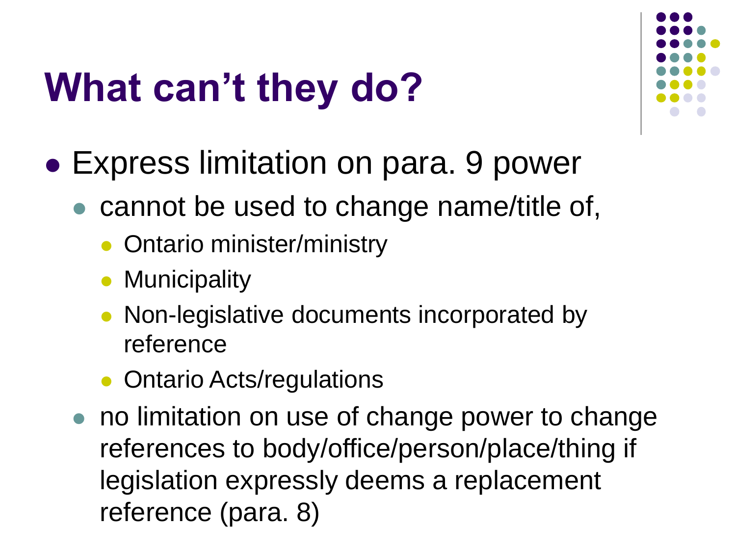# What can't they do?

- Express limitation on para. 9 power
  - cannot be used to change name/title of,
    - Ontario minister/ministry
    - Municipality
    - Non-legislative documents incorporated by reference
    - Ontario Acts/regulations
  - no limitation on use of change power to change references to body/office/person/place/thing if legislation expressly deems a replacement reference (para. 8)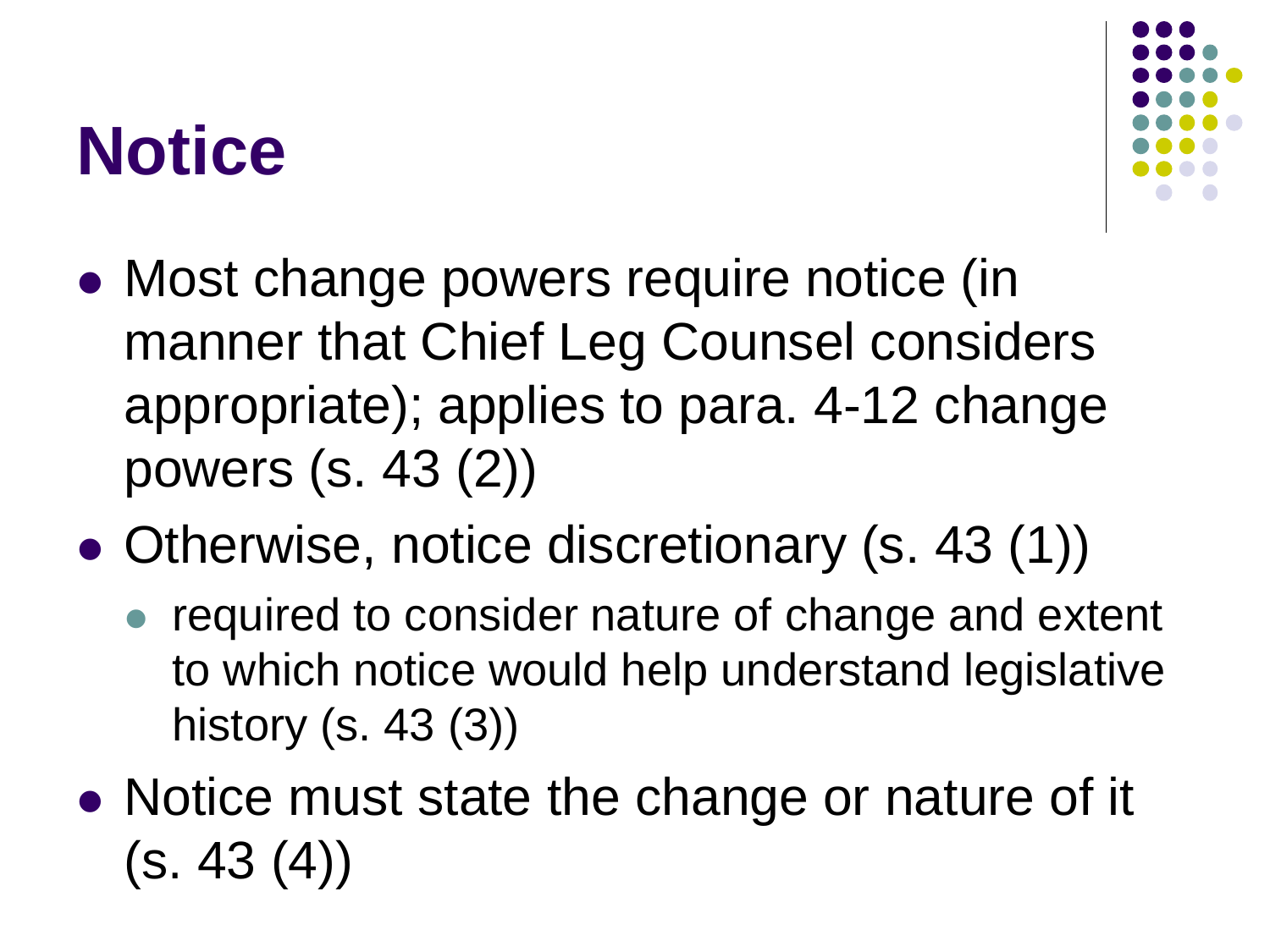# Notice

- Most change powers require notice (in manner that Chief Leg Counsel considers appropriate); applies to para. 4-12 change powers (s. 43 (2))
- Otherwise, notice discretionary (s. 43 (1))
  - required to consider nature of change and extent to which notice would help understand legislative history (s. 43 (3))
- Notice must state the change or nature of it (s. 43 (4))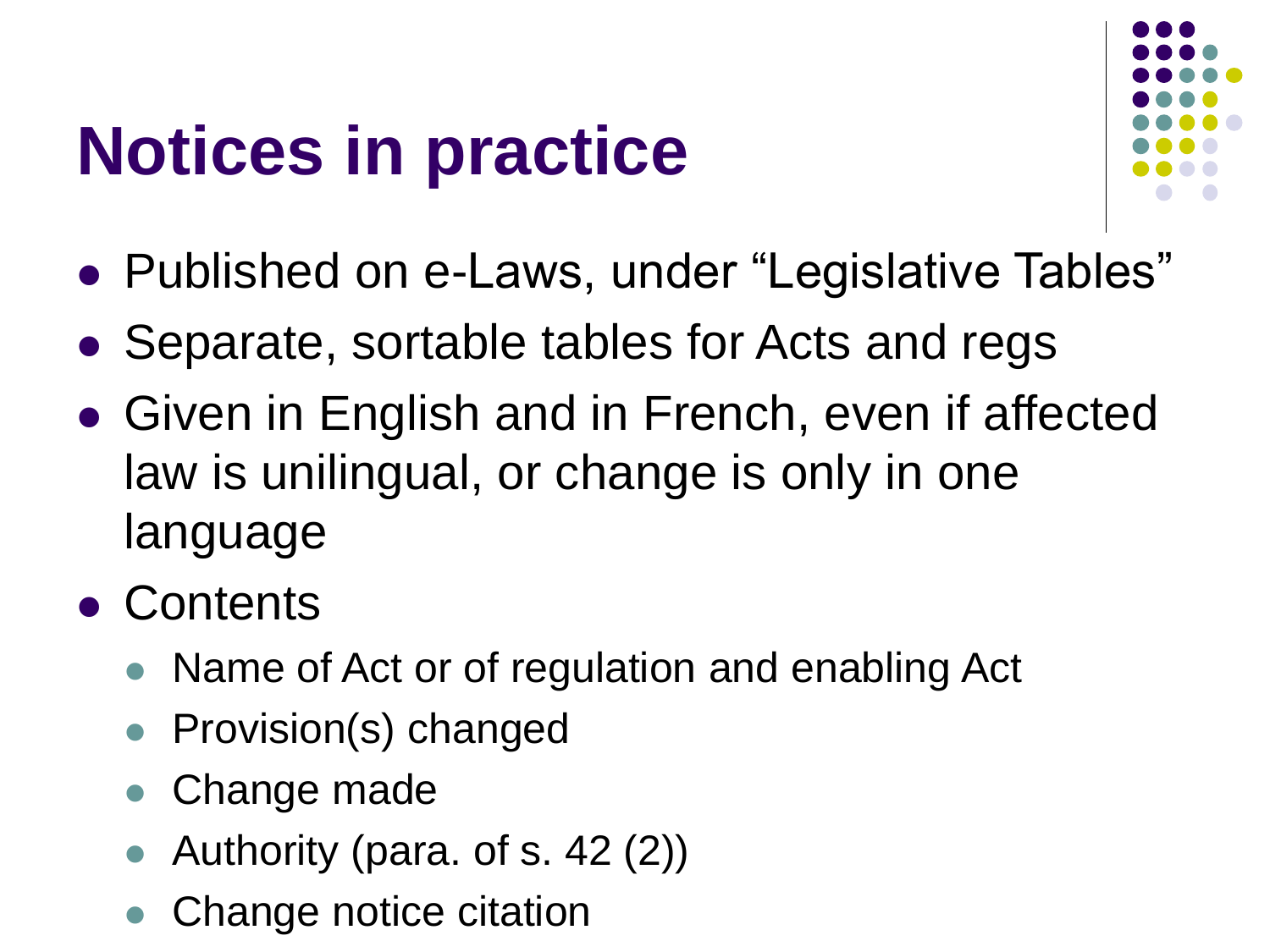# Notices in practice

- Published on e-Laws, under “Legislative Tables”
- Separate, sortable tables for Acts and regs
- Given in English and in French, even if affected law is unilingual, or change is only in one language
- Contents
  - Name of Act or of regulation and enabling Act
  - Provision(s) changed
  - Change made
  - Authority (para. of s. 42 (2))
  - Change notice citation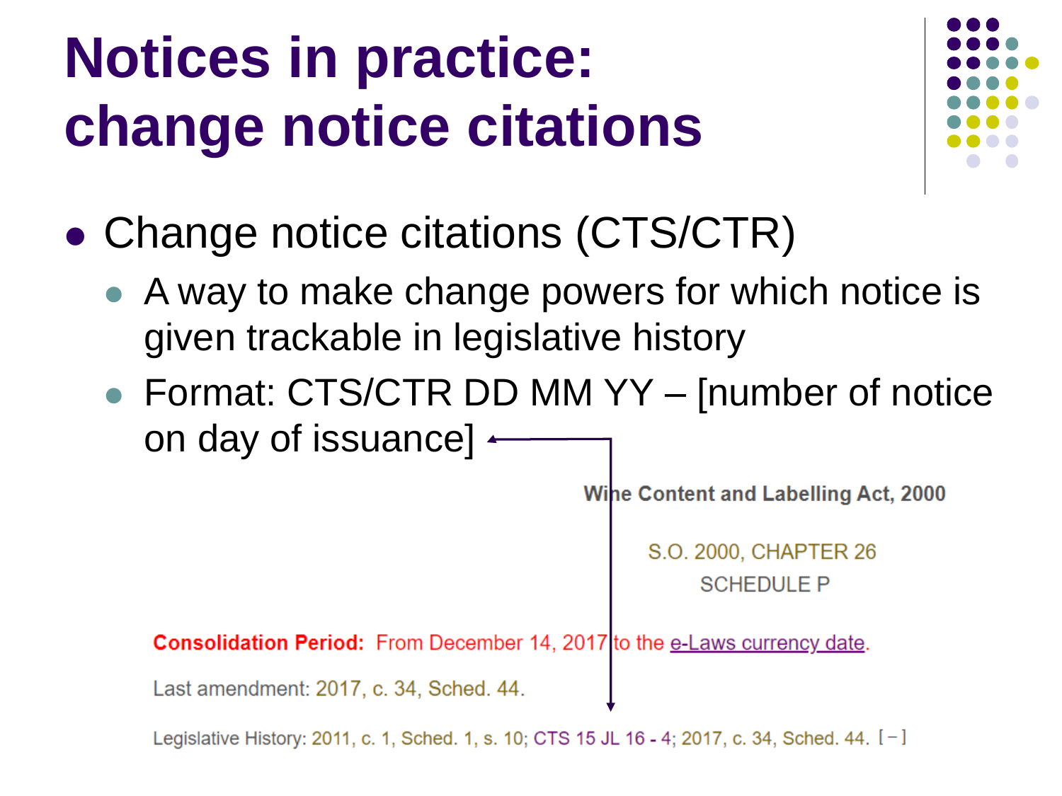# Notices in practice: change notice citations

- Change notice citations (CTS/CTR)
  - A way to make change powers for which notice is given trackable in legislative history
  - Format: CTS/CTR DD MM YY – [number of notice on day of issuance]

**Wine Content and Labelling Act, 2000**

S.O. 2000, CHAPTER 26
SCHEDULE P

**Consolidation Period:** From December 14, 2017 to the e-Laws currency date.

Last amendment: 2017, c. 34, Sched. 44.

Legislative History: 2011, c. 1, Sched. 1, s. 10; CTS 15 JL 16 - 4; 2017, c. 34, Sched. 44. [ – ]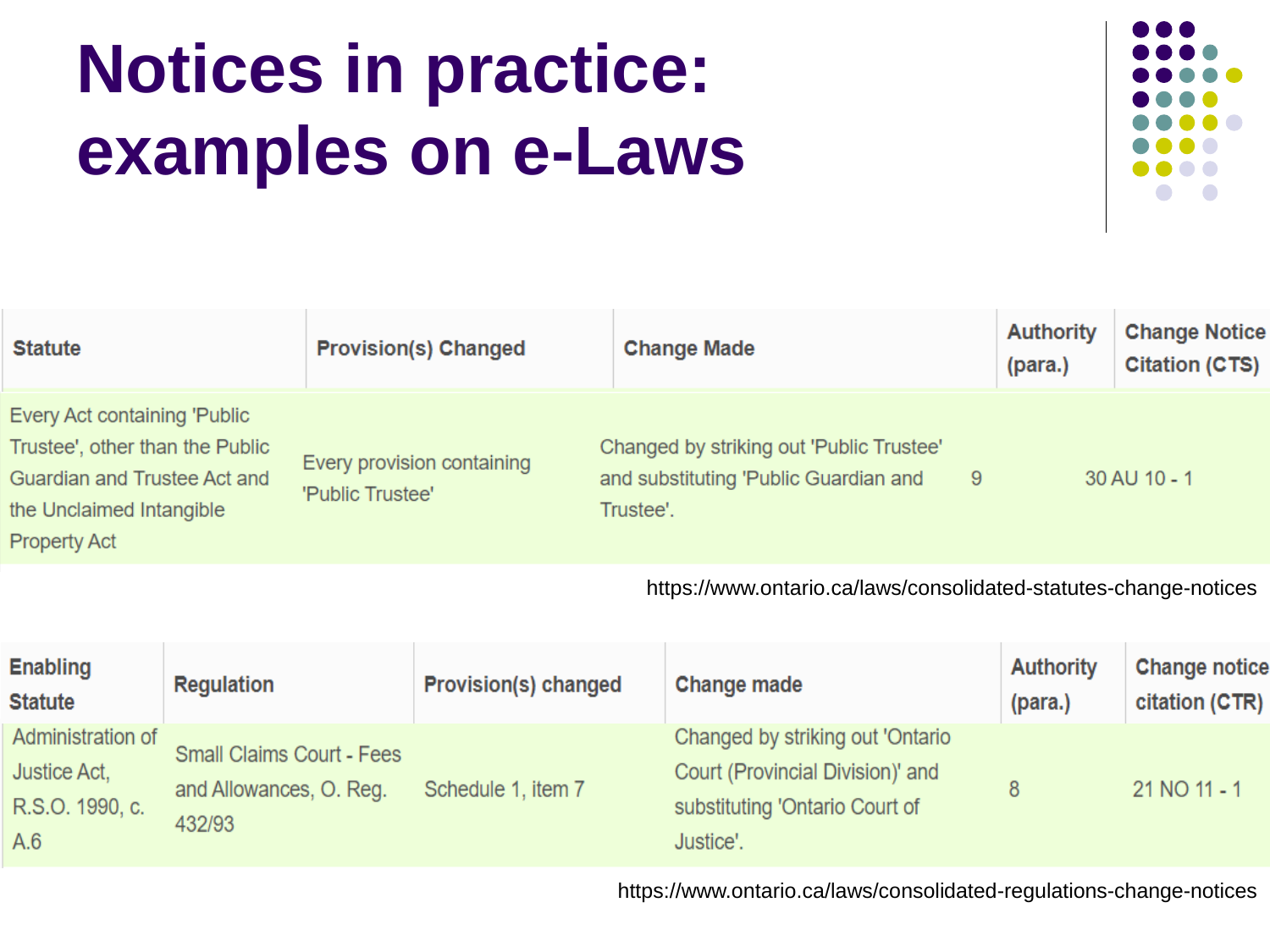# Notices in practice: examples on e-Laws

| Statute | Provision(s) Changed | Change Made | Authority (para.) | Change Notice Citation (CTS) |
|---|---|---|---|---|
| Every Act containing 'Public Trustee', other than the Public Guardian and Trustee Act and the Unclaimed Intangible Property Act | Every provision containing 'Public Trustee' | Changed by striking out 'Public Trustee' and substituting 'Public Guardian and Trustee'. | 9 | 30 AU 10 - 1 |

https://www.ontario.ca/laws/consolidated-statutes-change-notices

| Enabling Statute | Regulation | Provision(s) changed | Change made | Authority (para.) | Change notice citation (CTR) |
|---|---|---|---|---|---|
| Administration of Justice Act, R.S.O. 1990, c. A.6 | Small Claims Court - Fees and Allowances, O. Reg. 432/93 | Schedule 1, item 7 | Changed by striking out 'Ontario Court (Provincial Division)' and substituting 'Ontario Court of Justice'. | 8 | 21 NO 11 - 1 |

https://www.ontario.ca/laws/consolidated-regulations-change-notices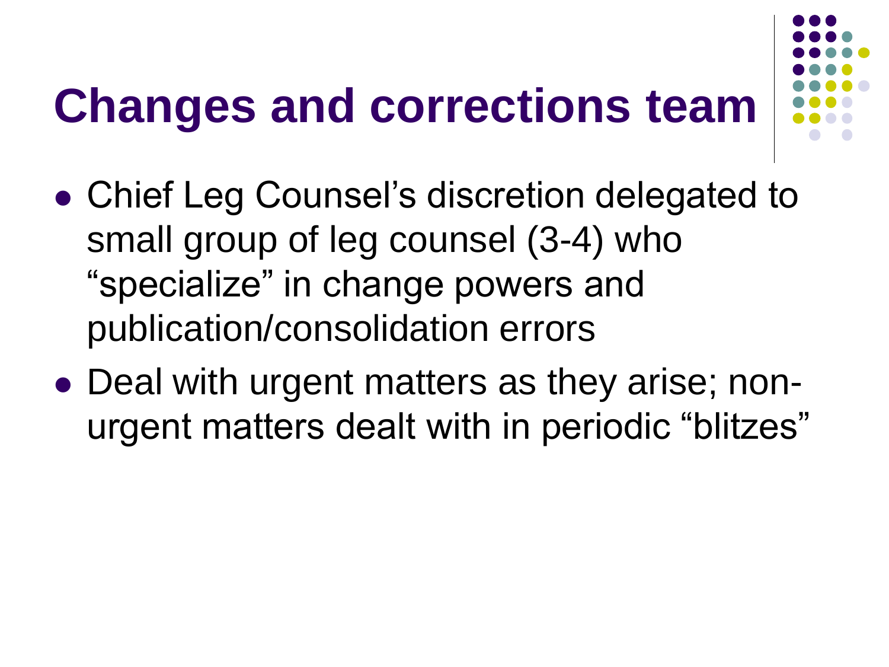# Changes and corrections team

- Chief Leg Counsel's discretion delegated to small group of leg counsel (3-4) who "specialize" in change powers and publication/consolidation errors
- Deal with urgent matters as they arise; non-urgent matters dealt with in periodic "blitzes"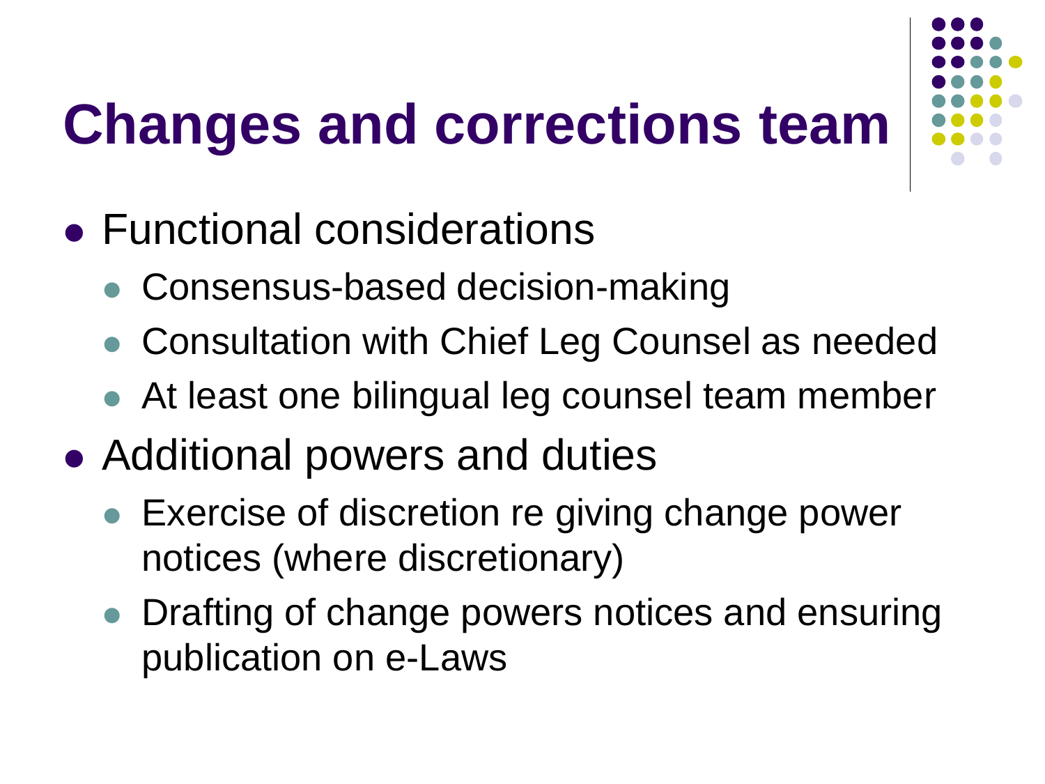# Changes and corrections team

- Functional considerations
  - Consensus-based decision-making
  - Consultation with Chief Leg Counsel as needed
  - At least one bilingual leg counsel team member
- Additional powers and duties
  - Exercise of discretion re giving change power notices (where discretionary)
  - Drafting of change powers notices and ensuring publication on e-Laws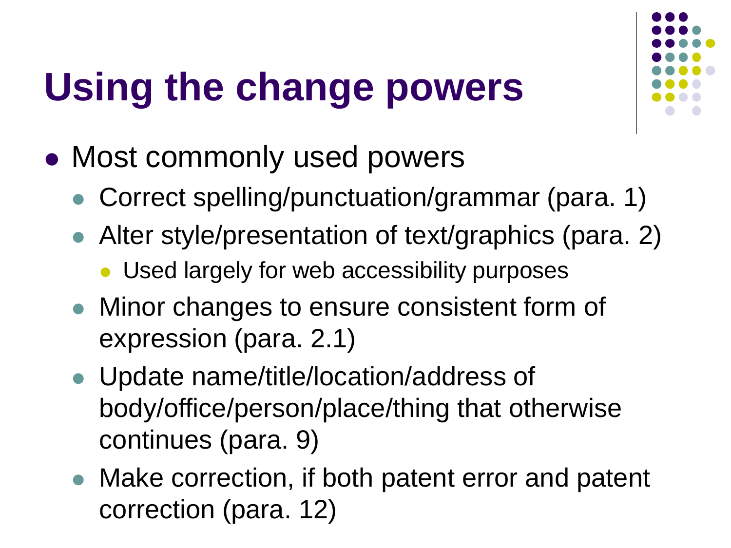# Using the change powers

- Most commonly used powers
  - Correct spelling/punctuation/grammar (para. 1)
  - Alter style/presentation of text/graphics (para. 2)
    - Used largely for web accessibility purposes
  - Minor changes to ensure consistent form of expression (para. 2.1)
  - Update name/title/location/address of body/office/person/place/thing that otherwise continues (para. 9)
  - Make correction, if both patent error and patent correction (para. 12)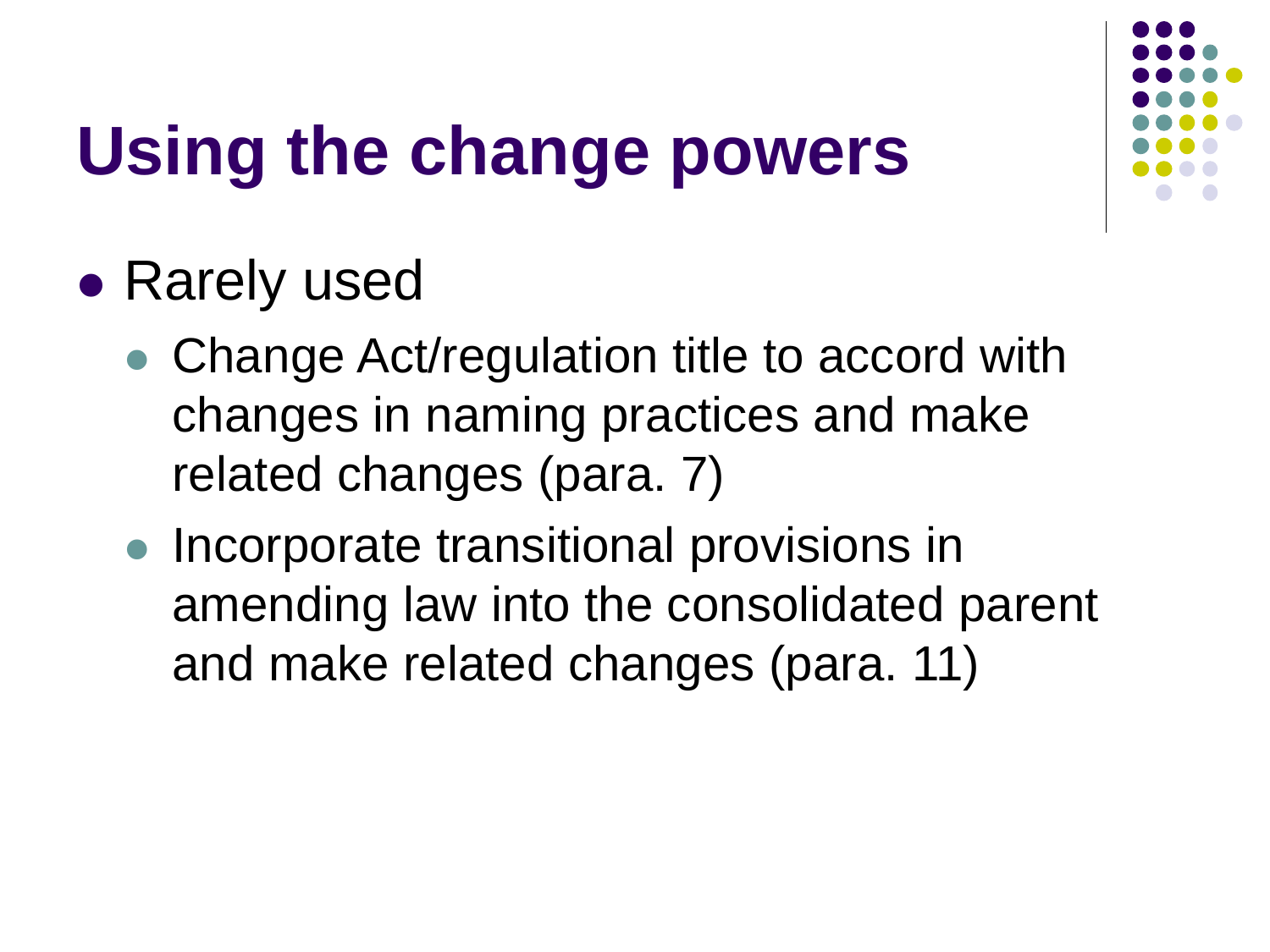# Using the change powers

- Rarely used
  - Change Act/regulation title to accord with changes in naming practices and make related changes (para. 7)
  - Incorporate transitional provisions in amending law into the consolidated parent and make related changes (para. 11)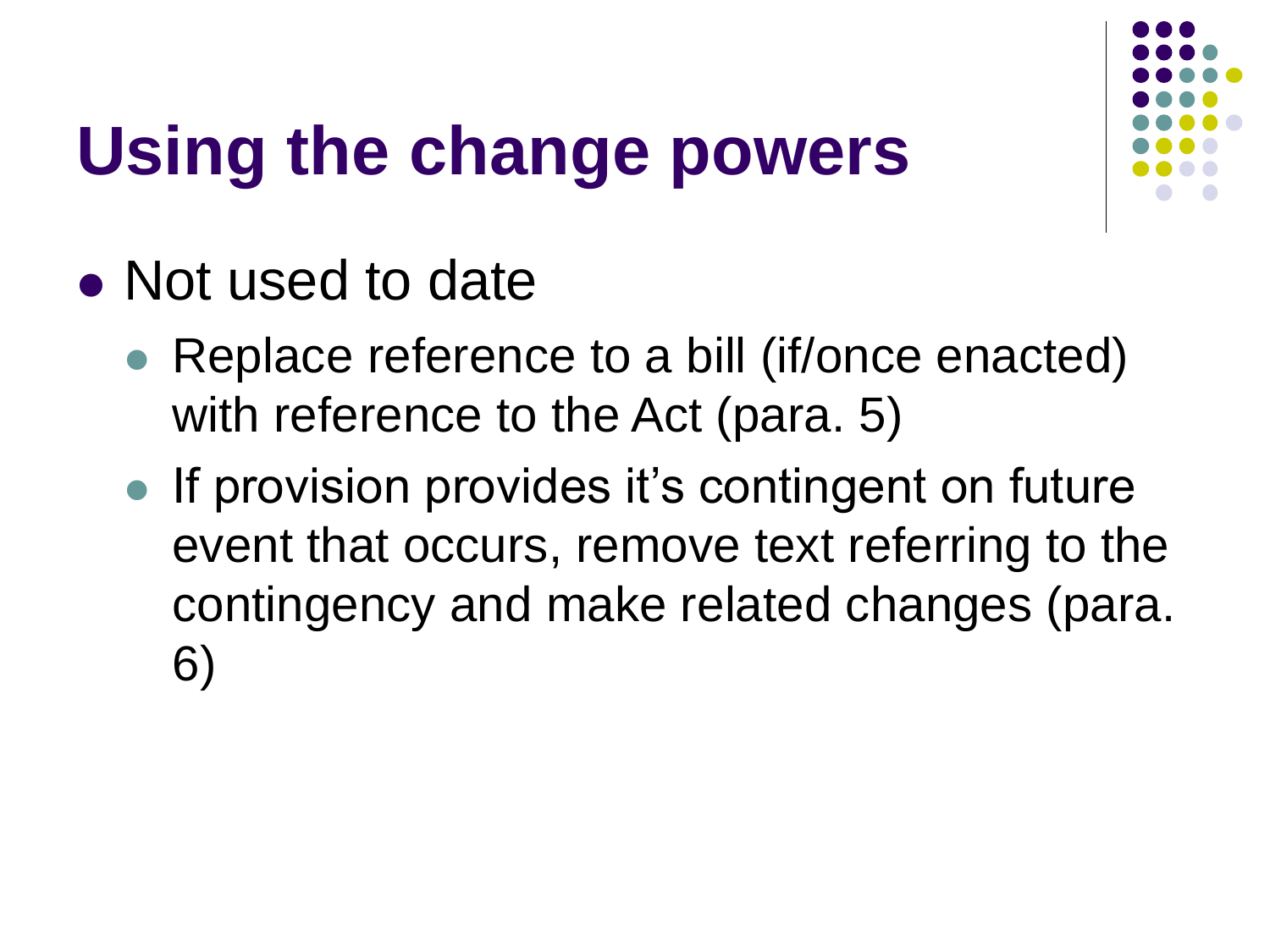# Using the change powers

- Not used to date
  - Replace reference to a bill (if/once enacted) with reference to the Act (para. 5)
  - If provision provides it's contingent on future event that occurs, remove text referring to the contingency and make related changes (para. 6)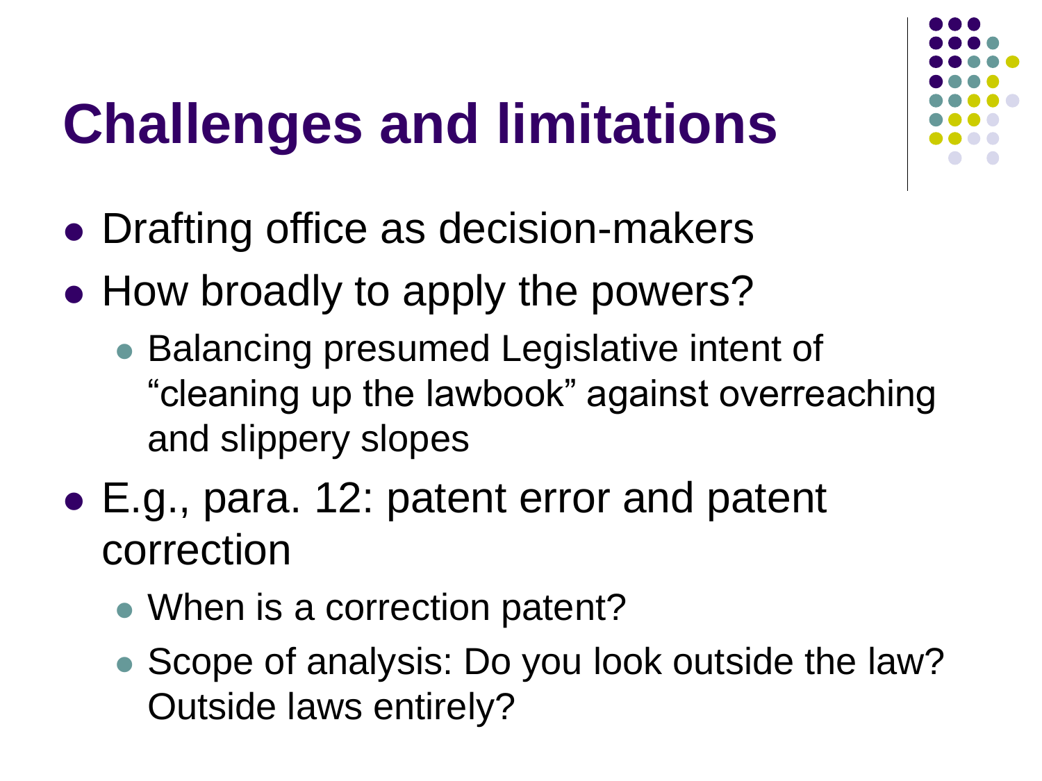# Challenges and limitations

- Drafting office as decision-makers
- How broadly to apply the powers?
  - Balancing presumed Legislative intent of "cleaning up the lawbook" against overreaching and slippery slopes
- E.g., para. 12: patent error and patent correction
  - When is a correction patent?
  - Scope of analysis: Do you look outside the law? Outside laws entirely?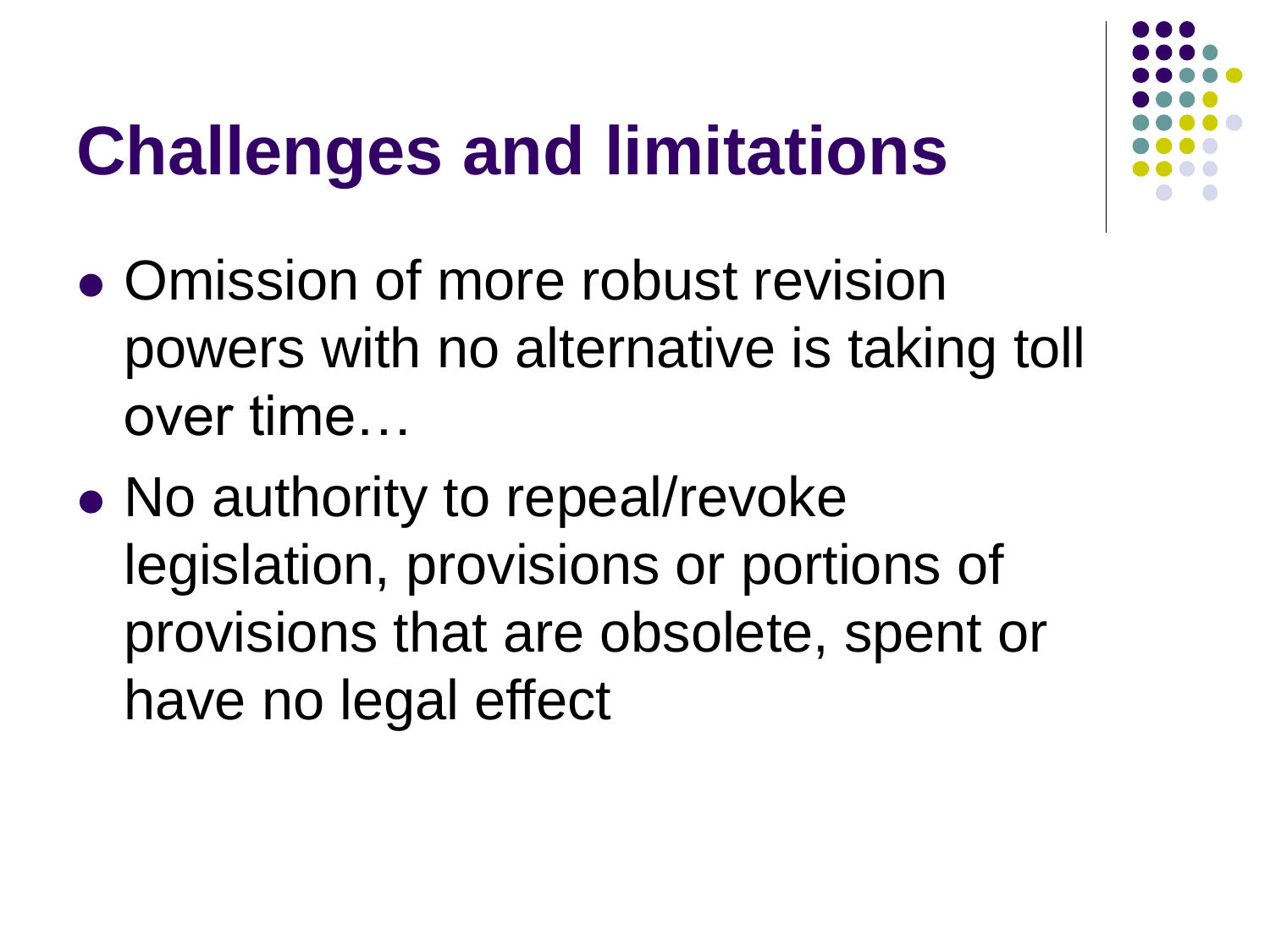# Challenges and limitations

- Omission of more robust revision powers with no alternative is taking toll over time…
- No authority to repeal/revoke legislation, provisions or portions of provisions that are obsolete, spent or have no legal effect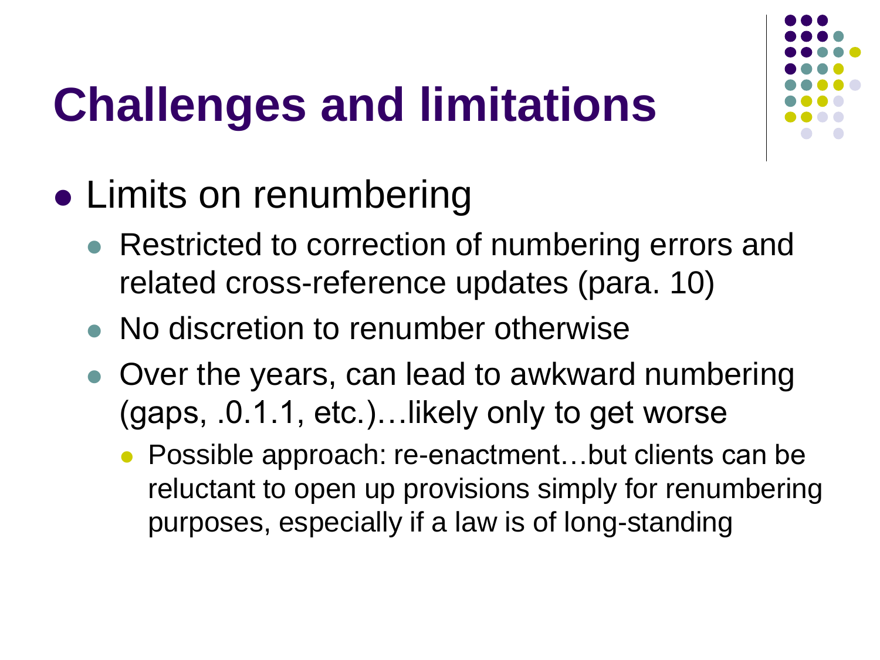# Challenges and limitations

- Limits on renumbering
  - Restricted to correction of numbering errors and related cross-reference updates (para. 10)
  - No discretion to renumber otherwise
  - Over the years, can lead to awkward numbering (gaps, .0.1.1, etc.)…likely only to get worse
    - Possible approach: re-enactment…but clients can be reluctant to open up provisions simply for renumbering purposes, especially if a law is of long-standing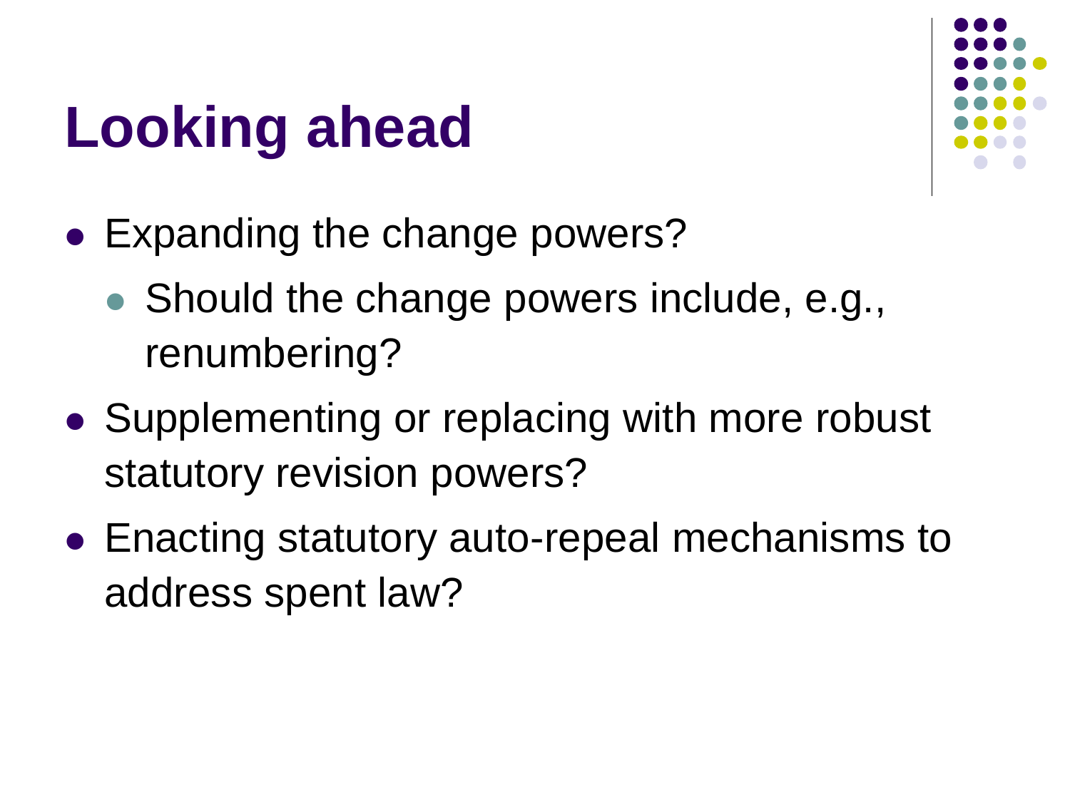# Looking ahead

- Expanding the change powers?
  - Should the change powers include, e.g., renumbering?
- Supplementing or replacing with more robust statutory revision powers?
- Enacting statutory auto-repeal mechanisms to address spent law?